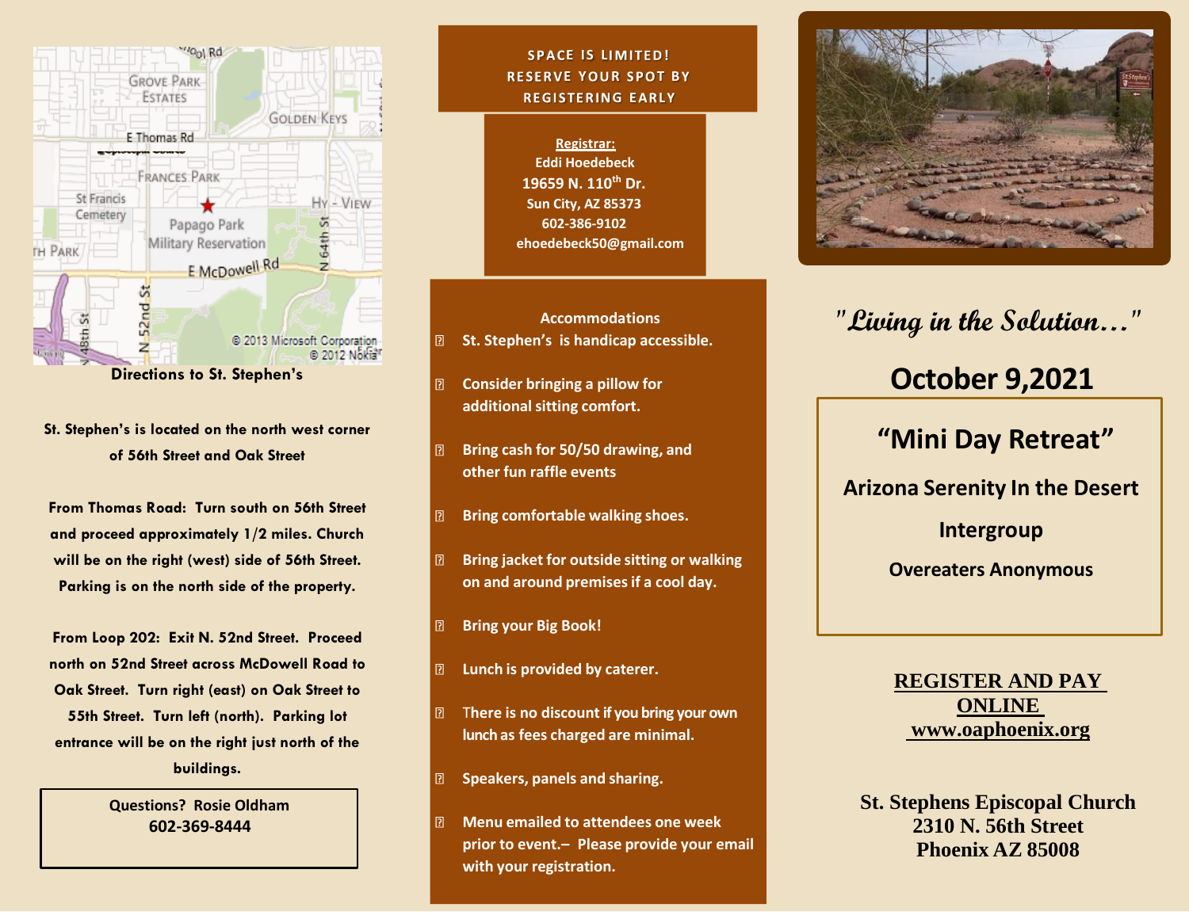Directions to St. Stephen's

St. Stephen's is located on the north west corner of 56th Street and Oak Street

From Thomas Road: Turn south on 56th Street and proceed approximately 1/2 miles. Church will be on the right (west) side of 56th Street. Parking is on the north side of the property.

From Loop 202: Exit N. 52nd Street. Proceed north on 52nd Street across McDowell Road to Oak Street. Turn right (east) on Oak Street to 55th Street. Turn left (north). Parking lot entrance will be on the right just north of the buildings.

Questions? Rosie Oldham
602-369-8444

**SPACE IS LIMITED!**
**RESERVE YOUR SPOT BY REGISTERING EARLY**

**Registrar:**
Eddi Hoedebeck
19659 N. 110th Dr.
Sun City, AZ 85373
602-386-9102
ehoedebeck50@gmail.com

**Accommodations**

- St. Stephen's is handicap accessible.
- Consider bringing a pillow for additional sitting comfort.
- Bring cash for 50/50 drawing, and other fun raffle events
- Bring comfortable walking shoes.
- Bring jacket for outside sitting or walking on and around premises if a cool day.
- Bring your Big Book!
- Lunch is provided by caterer.
- There is no discount if you bring your own lunch as fees charged are minimal.
- Speakers, panels and sharing.
- Menu emailed to attendees one week prior to event.– Please provide your email with your registration.

# *"Living in the Solution…"*

# October 9,2021

## "Mini Day Retreat"

**Arizona Serenity In the Desert**

**Intergroup**

**Overeaters Anonymous**

**REGISTER AND PAY ONLINE**
**www.oaphoenix.org**

**St. Stephens Episcopal Church**
**2310 N. 56th Street**
**Phoenix AZ 85008**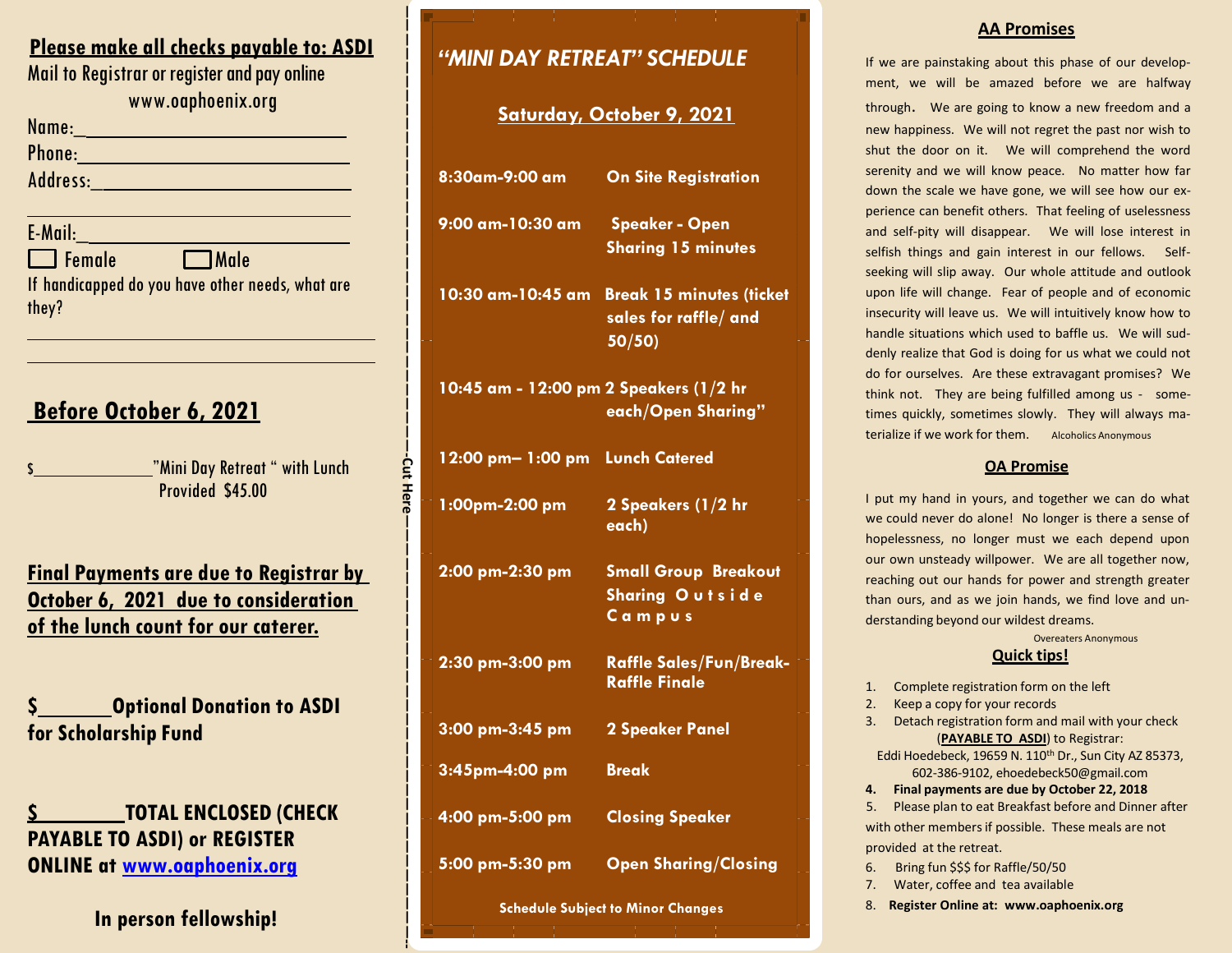**Please make all checks payable to: ASDI**

Mail to Registrar or register and pay online www.oaphoenix.org

Name:\_\_\_\_\_\_\_\_\_\_\_\_\_\_\_\_\_\_\_\_\_\_\_\_\_\_

Phone:\_\_\_\_\_\_\_\_\_\_\_\_\_\_\_\_\_\_\_\_\_\_\_\_\_\_

Address:\_\_\_\_\_\_\_\_\_\_\_\_\_\_\_\_\_\_\_\_\_\_\_\_\_\_

\_\_\_\_\_\_\_\_\_\_\_\_\_\_\_\_\_\_\_\_\_\_\_\_\_\_\_\_\_\_\_\_\_\_\_\_

E-Mail:\_\_\_\_\_\_\_\_\_\_\_\_\_\_\_\_\_\_\_\_\_\_\_\_\_\_

☐ Female ☐ Male

If handicapped do you have other needs, what are they?

\_\_\_\_\_\_\_\_\_\_\_\_\_\_\_\_\_\_\_\_\_\_\_\_\_\_\_\_\_\_\_\_\_\_\_\_

\_\_\_\_\_\_\_\_\_\_\_\_\_\_\_\_\_\_\_\_\_\_\_\_\_\_\_\_\_\_\_\_\_\_\_\_

## Before October 6, 2021

$\_\_\_\_\_\_\_\_\_\_\_\_\_\_"Mini Day Retreat " with Lunch Provided $45.00

**Final Payments are due to Registrar by October 6, 2021 due to consideration of the lunch count for our caterer.**

**$\_\_\_\_\_\_\_Optional Donation to ASDI for Scholarship Fund**

**$\_\_\_\_\_\_\_\_TOTAL ENCLOSED (CHECK PAYABLE TO ASDI) or REGISTER ONLINE at www.oaphoenix.org**

**In person fellowship!**

-Cut Here-

## *"MINI DAY RETREAT" SCHEDULE*

### Saturday, October 9, 2021

| | |
|---|---|
| 8:30am-9:00 am | On Site Registration |
| 9:00 am-10:30 am | Speaker - Open Sharing 15 minutes |
| 10:30 am-10:45 am | Break 15 minutes (ticket sales for raffle/ and 50/50) |
| 10:45 am - 12:00 pm | 2 Speakers (1/2 hr each/Open Sharing" |
| 12:00 pm– 1:00 pm | Lunch Catered |
| 1:00pm-2:00 pm | 2 Speakers (1/2 hr each) |
| 2:00 pm-2:30 pm | Small Group Breakout Sharing Outside Campus |
| 2:30 pm-3:00 pm | Raffle Sales/Fun/Break-Raffle Finale |
| 3:00 pm-3:45 pm | 2 Speaker Panel |
| 3:45pm-4:00 pm | Break |
| 4:00 pm-5:00 pm | Closing Speaker |
| 5:00 pm-5:30 pm | Open Sharing/Closing |

**Schedule Subject to Minor Changes**

## AA Promises

If we are painstaking about this phase of our development, we will be amazed before we are halfway through. We are going to know a new freedom and a new happiness. We will not regret the past nor wish to shut the door on it. We will comprehend the word serenity and we will know peace. No matter how far down the scale we have gone, we will see how our experience can benefit others. That feeling of uselessness and self-pity will disappear. We will lose interest in selfish things and gain interest in our fellows. Self-seeking will slip away. Our whole attitude and outlook upon life will change. Fear of people and of economic insecurity will leave us. We will intuitively know how to handle situations which used to baffle us. We will suddenly realize that God is doing for us what we could not do for ourselves. Are these extravagant promises? We think not. They are being fulfilled among us - sometimes quickly, sometimes slowly. They will always materialize if we work for them. Alcoholics Anonymous

## OA Promise

I put my hand in yours, and together we can do what we could never do alone! No longer is there a sense of hopelessness, no longer must we each depend upon our own unsteady willpower. We are all together now, reaching out our hands for power and strength greater than ours, and as we join hands, we find love and understanding beyond our wildest dreams.

Overeaters Anonymous

## Quick tips!

1. Complete registration form on the left
2. Keep a copy for your records
3. Detach registration form and mail with your check (**PAYABLE TO ASDI**) to Registrar: Eddi Hoedebeck, 19659 N. 110th Dr., Sun City AZ 85373, 602-386-9102, ehoedebeck50@gmail.com
4. **Final payments are due by October 22, 2018**
5. Please plan to eat Breakfast before and Dinner after with other members if possible. These meals are not provided at the retreat.
6. Bring fun $$$ for Raffle/50/50
7. Water, coffee and tea available
8. **Register Online at: www.oaphoenix.org**